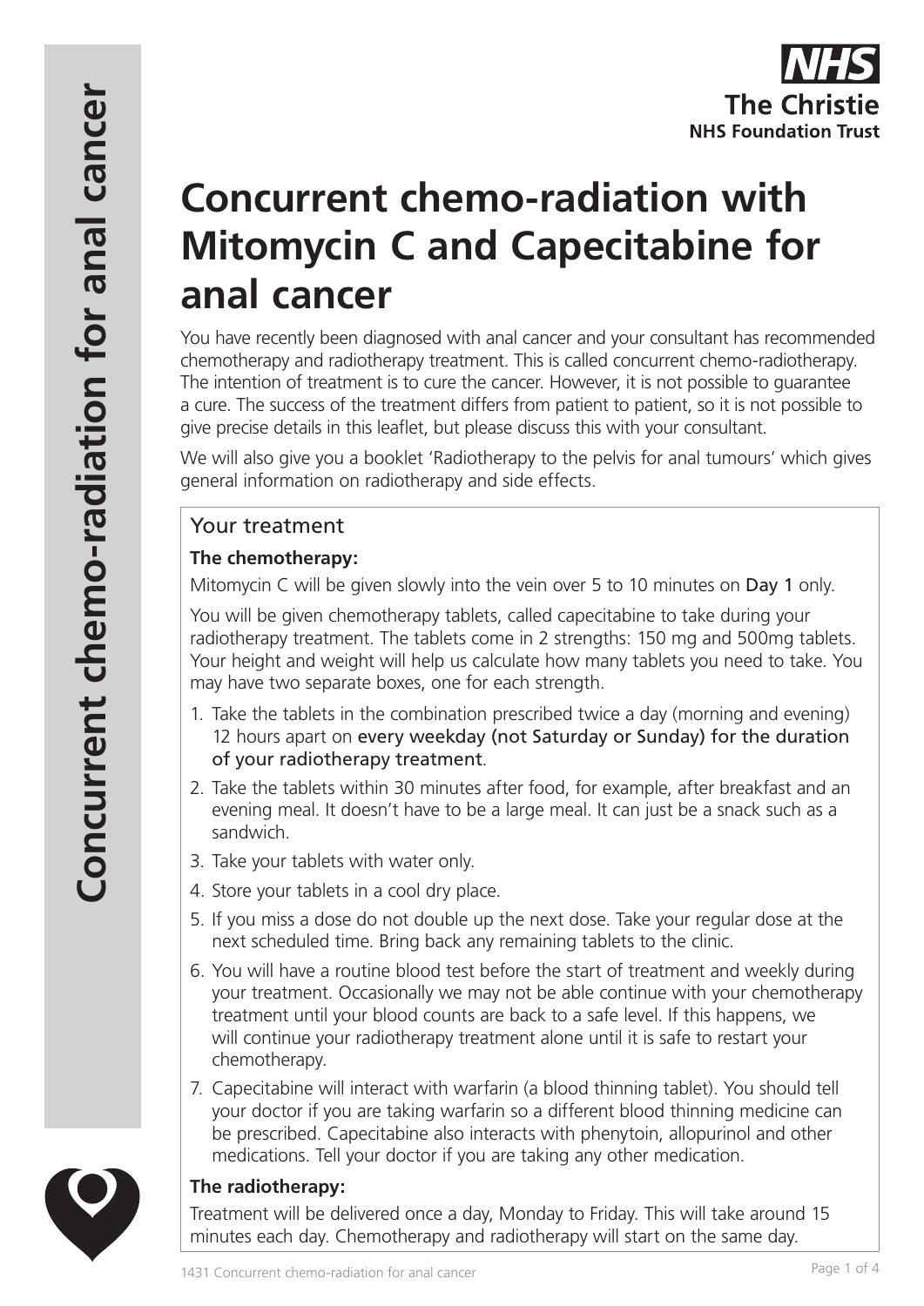# Concurrent chemo-radiation with Mitomycin C and Capecitabine for anal cancer

You have recently been diagnosed with anal cancer and your consultant has recommended chemotherapy and radiotherapy treatment. This is called concurrent chemo-radiotherapy. The intention of treatment is to cure the cancer. However, it is not possible to guarantee a cure. The success of the treatment differs from patient to patient, so it is not possible to give precise details in this leaflet, but please discuss this with your consultant.

We will also give you a booklet 'Radiotherapy to the pelvis for anal tumours' which gives general information on radiotherapy and side effects.

## Your treatment

**The chemotherapy:**

Mitomycin C will be given slowly into the vein over 5 to 10 minutes on Day 1 only.

You will be given chemotherapy tablets, called capecitabine to take during your radiotherapy treatment. The tablets come in 2 strengths: 150 mg and 500mg tablets. Your height and weight will help us calculate how many tablets you need to take. You may have two separate boxes, one for each strength.

1. Take the tablets in the combination prescribed twice a day (morning and evening) 12 hours apart on every weekday (not Saturday or Sunday) for the duration of your radiotherapy treatment.
2. Take the tablets within 30 minutes after food, for example, after breakfast and an evening meal. It doesn't have to be a large meal. It can just be a snack such as a sandwich.
3. Take your tablets with water only.
4. Store your tablets in a cool dry place.
5. If you miss a dose do not double up the next dose. Take your regular dose at the next scheduled time. Bring back any remaining tablets to the clinic.
6. You will have a routine blood test before the start of treatment and weekly during your treatment. Occasionally we may not be able continue with your chemotherapy treatment until your blood counts are back to a safe level. If this happens, we will continue your radiotherapy treatment alone until it is safe to restart your chemotherapy.
7. Capecitabine will interact with warfarin (a blood thinning tablet). You should tell your doctor if you are taking warfarin so a different blood thinning medicine can be prescribed. Capecitabine also interacts with phenytoin, allopurinol and other medications. Tell your doctor if you are taking any other medication.

**The radiotherapy:**

Treatment will be delivered once a day, Monday to Friday. This will take around 15 minutes each day. Chemotherapy and radiotherapy will start on the same day.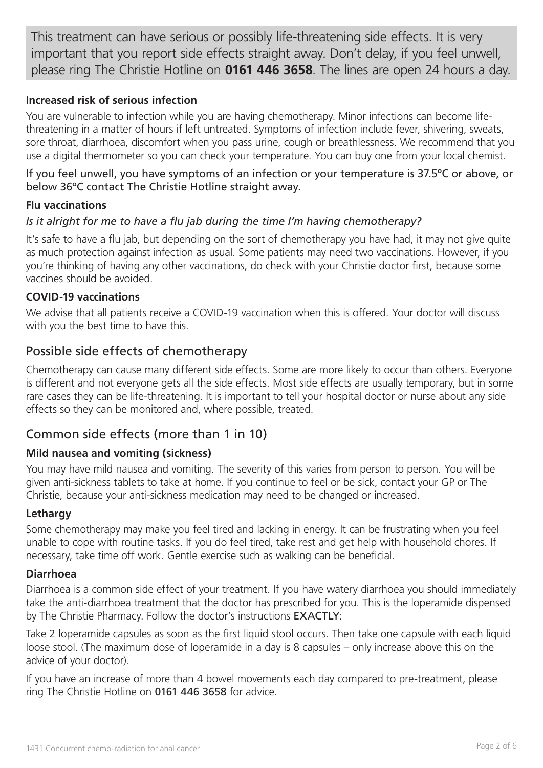This treatment can have serious or possibly life-threatening side effects. It is very important that you report side effects straight away. Don't delay, if you feel unwell, please ring The Christie Hotline on **0161 446 3658**. The lines are open 24 hours a day.

### Increased risk of serious infection

You are vulnerable to infection while you are having chemotherapy. Minor infections can become life-threatening in a matter of hours if left untreated. Symptoms of infection include fever, shivering, sweats, sore throat, diarrhoea, discomfort when you pass urine, cough or breathlessness. We recommend that you use a digital thermometer so you can check your temperature. You can buy one from your local chemist.

If you feel unwell, you have symptoms of an infection or your temperature is 37.5ºC or above, or below 36ºC contact The Christie Hotline straight away.

### Flu vaccinations

*Is it alright for me to have a flu jab during the time I'm having chemotherapy?*

It's safe to have a flu jab, but depending on the sort of chemotherapy you have had, it may not give quite as much protection against infection as usual. Some patients may need two vaccinations. However, if you you're thinking of having any other vaccinations, do check with your Christie doctor first, because some vaccines should be avoided.

### COVID-19 vaccinations

We advise that all patients receive a COVID-19 vaccination when this is offered. Your doctor will discuss with you the best time to have this.

## Possible side effects of chemotherapy

Chemotherapy can cause many different side effects. Some are more likely to occur than others. Everyone is different and not everyone gets all the side effects. Most side effects are usually temporary, but in some rare cases they can be life-threatening. It is important to tell your hospital doctor or nurse about any side effects so they can be monitored and, where possible, treated.

## Common side effects (more than 1 in 10)

### Mild nausea and vomiting (sickness)

You may have mild nausea and vomiting. The severity of this varies from person to person. You will be given anti-sickness tablets to take at home. If you continue to feel or be sick, contact your GP or The Christie, because your anti-sickness medication may need to be changed or increased.

### Lethargy

Some chemotherapy may make you feel tired and lacking in energy. It can be frustrating when you feel unable to cope with routine tasks. If you do feel tired, take rest and get help with household chores. If necessary, take time off work. Gentle exercise such as walking can be beneficial.

### Diarrhoea

Diarrhoea is a common side effect of your treatment. If you have watery diarrhoea you should immediately take the anti-diarrhoea treatment that the doctor has prescribed for you. This is the loperamide dispensed by The Christie Pharmacy. Follow the doctor's instructions EXACTLY:

Take 2 loperamide capsules as soon as the first liquid stool occurs. Then take one capsule with each liquid loose stool. (The maximum dose of loperamide in a day is 8 capsules – only increase above this on the advice of your doctor).

If you have an increase of more than 4 bowel movements each day compared to pre-treatment, please ring The Christie Hotline on 0161 446 3658 for advice.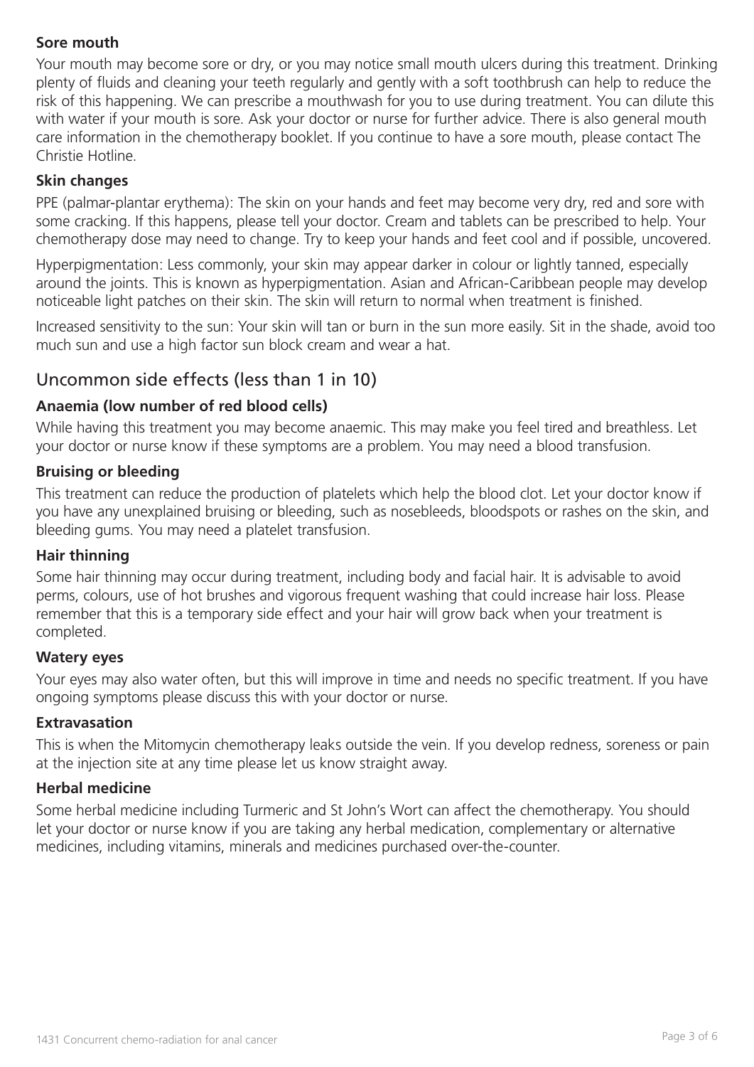### Sore mouth

Your mouth may become sore or dry, or you may notice small mouth ulcers during this treatment. Drinking plenty of fluids and cleaning your teeth regularly and gently with a soft toothbrush can help to reduce the risk of this happening. We can prescribe a mouthwash for you to use during treatment. You can dilute this with water if your mouth is sore. Ask your doctor or nurse for further advice. There is also general mouth care information in the chemotherapy booklet. If you continue to have a sore mouth, please contact The Christie Hotline.

### Skin changes

PPE (palmar-plantar erythema): The skin on your hands and feet may become very dry, red and sore with some cracking. If this happens, please tell your doctor. Cream and tablets can be prescribed to help. Your chemotherapy dose may need to change. Try to keep your hands and feet cool and if possible, uncovered.

Hyperpigmentation: Less commonly, your skin may appear darker in colour or lightly tanned, especially around the joints. This is known as hyperpigmentation. Asian and African-Caribbean people may develop noticeable light patches on their skin. The skin will return to normal when treatment is finished.

Increased sensitivity to the sun: Your skin will tan or burn in the sun more easily. Sit in the shade, avoid too much sun and use a high factor sun block cream and wear a hat.

## Uncommon side effects (less than 1 in 10)

### Anaemia (low number of red blood cells)

While having this treatment you may become anaemic. This may make you feel tired and breathless. Let your doctor or nurse know if these symptoms are a problem. You may need a blood transfusion.

### Bruising or bleeding

This treatment can reduce the production of platelets which help the blood clot. Let your doctor know if you have any unexplained bruising or bleeding, such as nosebleeds, bloodspots or rashes on the skin, and bleeding gums. You may need a platelet transfusion.

### Hair thinning

Some hair thinning may occur during treatment, including body and facial hair. It is advisable to avoid perms, colours, use of hot brushes and vigorous frequent washing that could increase hair loss. Please remember that this is a temporary side effect and your hair will grow back when your treatment is completed.

### Watery eyes

Your eyes may also water often, but this will improve in time and needs no specific treatment. If you have ongoing symptoms please discuss this with your doctor or nurse.

### Extravasation

This is when the Mitomycin chemotherapy leaks outside the vein. If you develop redness, soreness or pain at the injection site at any time please let us know straight away.

### Herbal medicine

Some herbal medicine including Turmeric and St John's Wort can affect the chemotherapy. You should let your doctor or nurse know if you are taking any herbal medication, complementary or alternative medicines, including vitamins, minerals and medicines purchased over-the-counter.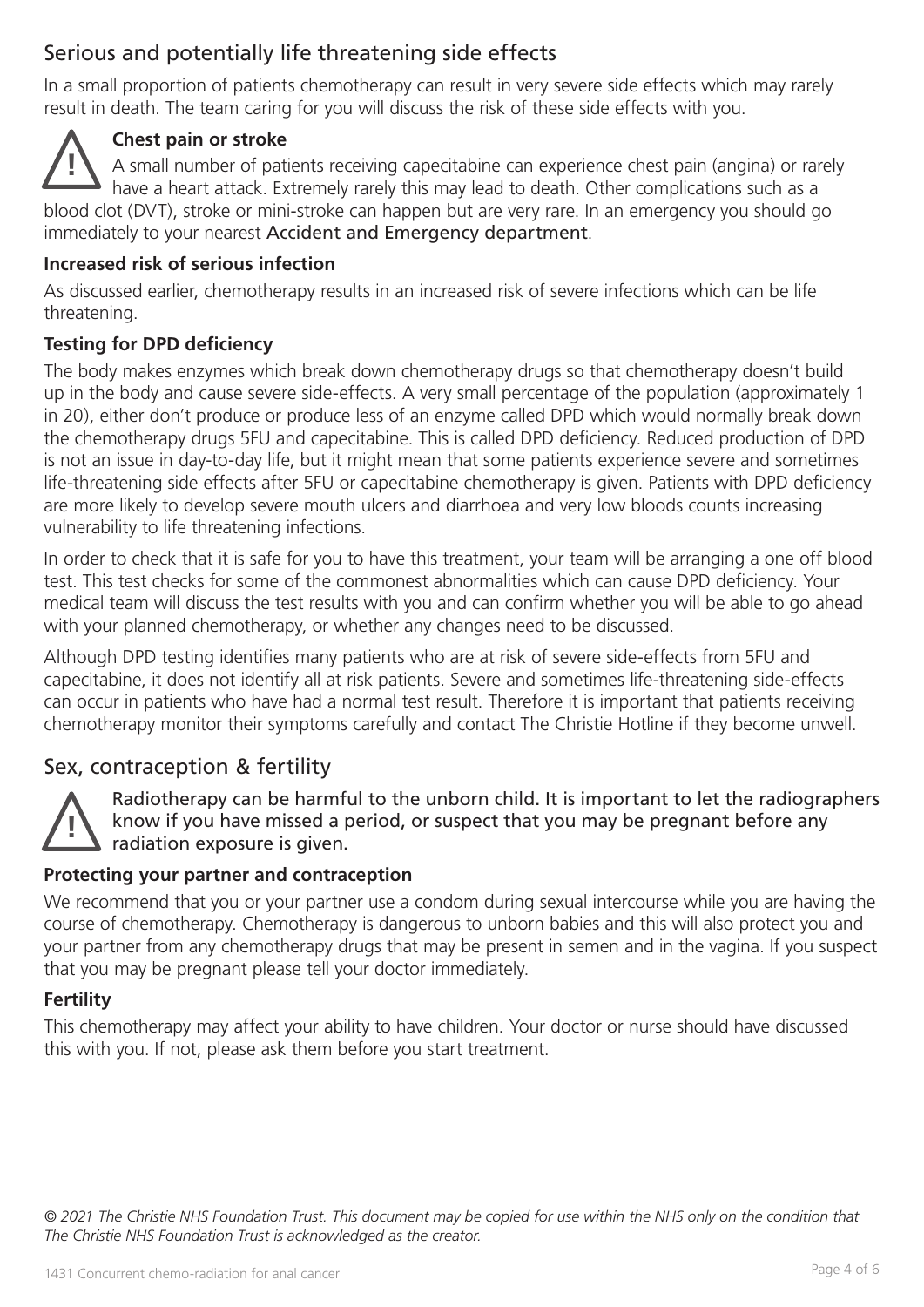## Serious and potentially life threatening side effects

In a small proportion of patients chemotherapy can result in very severe side effects which may rarely result in death. The team caring for you will discuss the risk of these side effects with you.

### Chest pain or stroke

A small number of patients receiving capecitabine can experience chest pain (angina) or rarely have a heart attack. Extremely rarely this may lead to death. Other complications such as a blood clot (DVT), stroke or mini-stroke can happen but are very rare. In an emergency you should go immediately to your nearest Accident and Emergency department.

### Increased risk of serious infection

As discussed earlier, chemotherapy results in an increased risk of severe infections which can be life threatening.

### Testing for DPD deficiency

The body makes enzymes which break down chemotherapy drugs so that chemotherapy doesn't build up in the body and cause severe side-effects. A very small percentage of the population (approximately 1 in 20), either don't produce or produce less of an enzyme called DPD which would normally break down the chemotherapy drugs 5FU and capecitabine. This is called DPD deficiency. Reduced production of DPD is not an issue in day-to-day life, but it might mean that some patients experience severe and sometimes life-threatening side effects after 5FU or capecitabine chemotherapy is given. Patients with DPD deficiency are more likely to develop severe mouth ulcers and diarrhoea and very low bloods counts increasing vulnerability to life threatening infections.

In order to check that it is safe for you to have this treatment, your team will be arranging a one off blood test. This test checks for some of the commonest abnormalities which can cause DPD deficiency. Your medical team will discuss the test results with you and can confirm whether you will be able to go ahead with your planned chemotherapy, or whether any changes need to be discussed.

Although DPD testing identifies many patients who are at risk of severe side-effects from 5FU and capecitabine, it does not identify all at risk patients. Severe and sometimes life-threatening side-effects can occur in patients who have had a normal test result. Therefore it is important that patients receiving chemotherapy monitor their symptoms carefully and contact The Christie Hotline if they become unwell.

## Sex, contraception & fertility

Radiotherapy can be harmful to the unborn child. It is important to let the radiographers know if you have missed a period, or suspect that you may be pregnant before any radiation exposure is given.

### Protecting your partner and contraception

We recommend that you or your partner use a condom during sexual intercourse while you are having the course of chemotherapy. Chemotherapy is dangerous to unborn babies and this will also protect you and your partner from any chemotherapy drugs that may be present in semen and in the vagina. If you suspect that you may be pregnant please tell your doctor immediately.

### Fertility

This chemotherapy may affect your ability to have children. Your doctor or nurse should have discussed this with you. If not, please ask them before you start treatment.

*© 2021 The Christie NHS Foundation Trust. This document may be copied for use within the NHS only on the condition that The Christie NHS Foundation Trust is acknowledged as the creator.*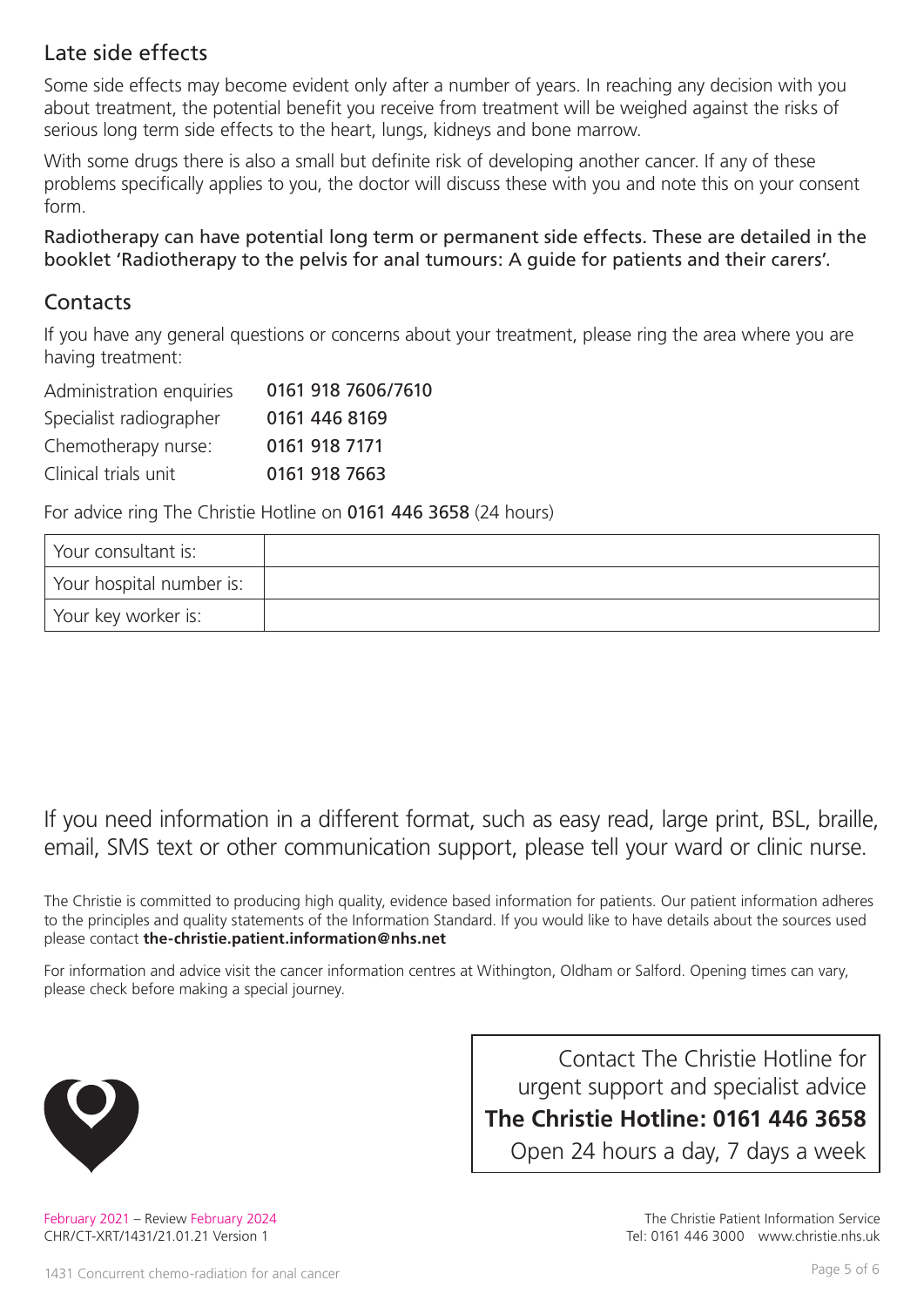## Late side effects

Some side effects may become evident only after a number of years. In reaching any decision with you about treatment, the potential benefit you receive from treatment will be weighed against the risks of serious long term side effects to the heart, lungs, kidneys and bone marrow.

With some drugs there is also a small but definite risk of developing another cancer. If any of these problems specifically applies to you, the doctor will discuss these with you and note this on your consent form.

Radiotherapy can have potential long term or permanent side effects. These are detailed in the booklet 'Radiotherapy to the pelvis for anal tumours: A guide for patients and their carers'.

## Contacts

If you have any general questions or concerns about your treatment, please ring the area where you are having treatment:

| | |
|---|---|
| Administration enquiries | 0161 918 7606/7610 |
| Specialist radiographer | 0161 446 8169 |
| Chemotherapy nurse: | 0161 918 7171 |
| Clinical trials unit | 0161 918 7663 |

For advice ring The Christie Hotline on 0161 446 3658 (24 hours)

| | |
|---|---|
| Your consultant is: | |
| Your hospital number is: | |
| Your key worker is: | |

If you need information in a different format, such as easy read, large print, BSL, braille, email, SMS text or other communication support, please tell your ward or clinic nurse.

The Christie is committed to producing high quality, evidence based information for patients. Our patient information adheres to the principles and quality statements of the Information Standard. If you would like to have details about the sources used please contact **the-christie.patient.information@nhs.net**

For information and advice visit the cancer information centres at Withington, Oldham or Salford. Opening times can vary, please check before making a special journey.

Contact The Christie Hotline for urgent support and specialist advice

**The Christie Hotline: 0161 446 3658**

Open 24 hours a day, 7 days a week

February 2021 – Review February 2024
CHR/CT-XRT/1431/21.01.21 Version 1

The Christie Patient Information Service
Tel: 0161 446 3000 www.christie.nhs.uk